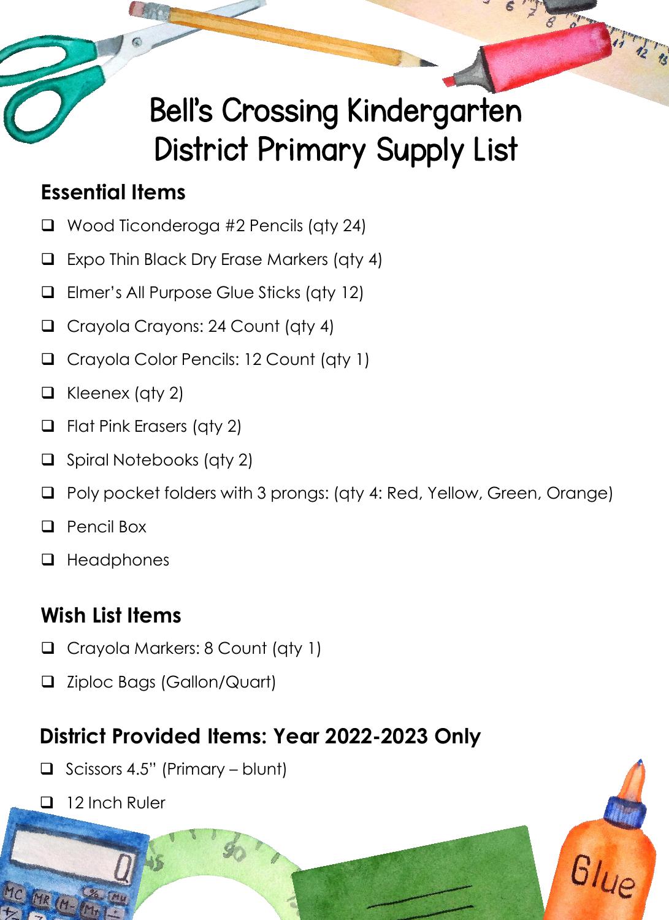# Bell's Crossing Kindergarten District Primary Supply List

## Essential Items

- ❑ Wood Ticonderoga #2 Pencils (qty 24)
- ❑ Expo Thin Black Dry Erase Markers (qty 4)
- ❑ Elmer's All Purpose Glue Sticks (qty 12)
- ❑ Crayola Crayons: 24 Count (qty 4)
- ❑ Crayola Color Pencils: 12 Count (qty 1)
- ❑ Kleenex (qty 2)
- ❑ Flat Pink Erasers (qty 2)
- ❑ Spiral Notebooks (qty 2)
- ❑ Poly pocket folders with 3 prongs: (qty 4: Red, Yellow, Green, Orange)
- ❑ Pencil Box
- ❑ Headphones

## Wish List Items

- ❑ Crayola Markers: 8 Count (qty 1)
- ❑ Ziploc Bags (Gallon/Quart)

## District Provided Items: Year 2022-2023 Only

- ❑ Scissors 4.5" (Primary – blunt)
- ❑ 12 Inch Ruler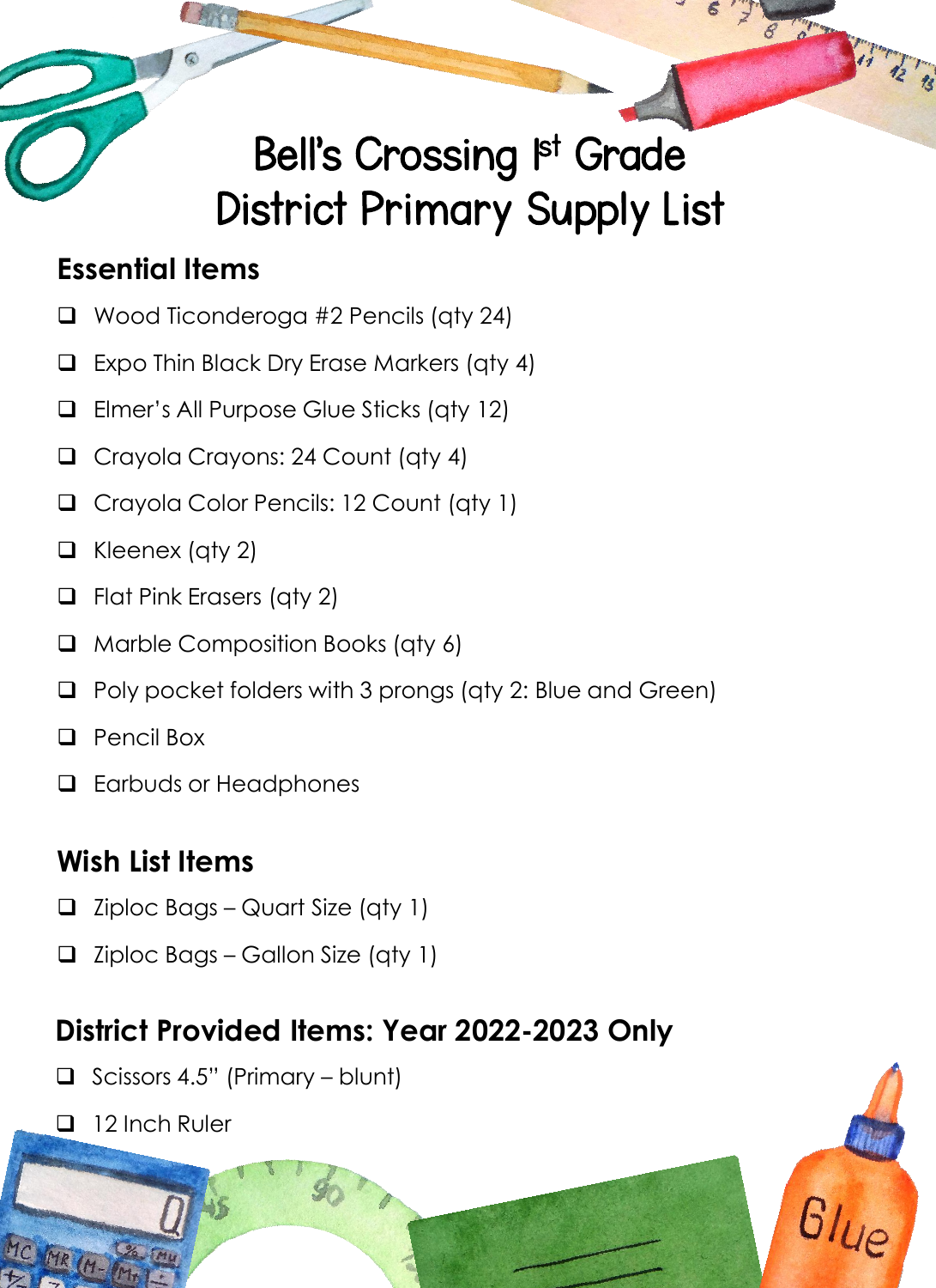# Bell's Crossing 1st Grade District Primary Supply List

## Essential Items

- ❑ Wood Ticonderoga #2 Pencils (qty 24)
- ❑ Expo Thin Black Dry Erase Markers (qty 4)
- ❑ Elmer's All Purpose Glue Sticks (qty 12)
- ❑ Crayola Crayons: 24 Count (qty 4)
- ❑ Crayola Color Pencils: 12 Count (qty 1)
- ❑ Kleenex (qty 2)
- ❑ Flat Pink Erasers (qty 2)
- ❑ Marble Composition Books (qty 6)
- ❑ Poly pocket folders with 3 prongs (qty 2: Blue and Green)
- ❑ Pencil Box
- ❑ Earbuds or Headphones

## Wish List Items

- ❑ Ziploc Bags – Quart Size (qty 1)
- ❑ Ziploc Bags – Gallon Size (qty 1)

## District Provided Items: Year 2022-2023 Only

- ❑ Scissors 4.5" (Primary – blunt)
- ❑ 12 Inch Ruler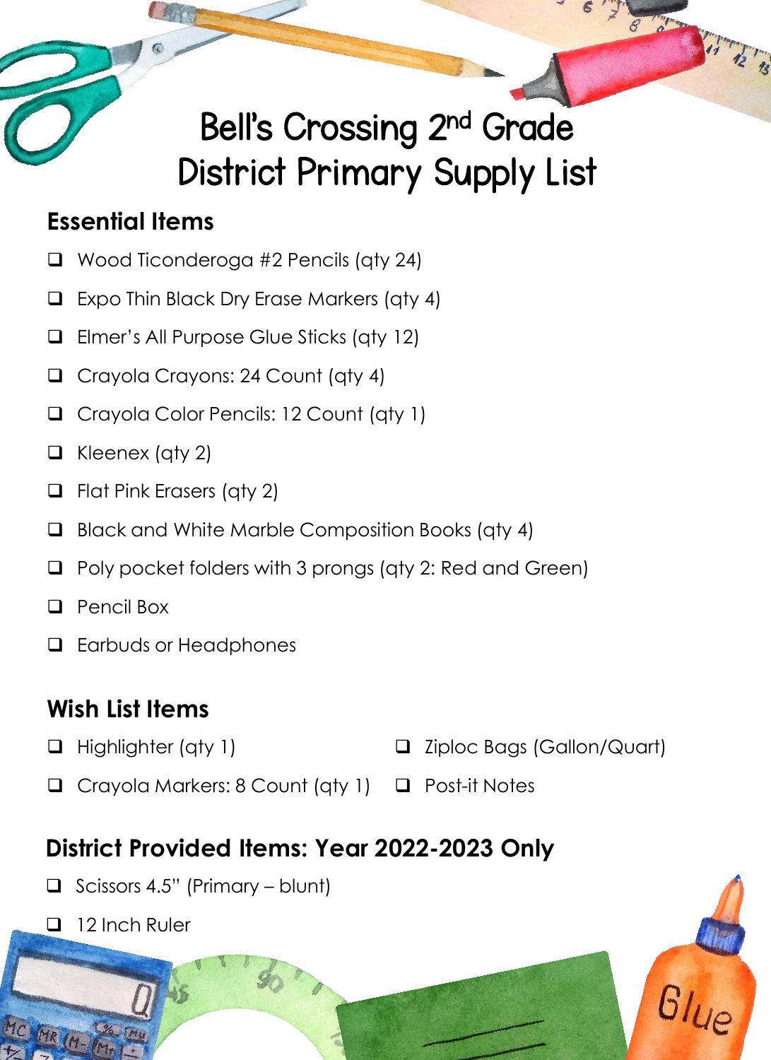# Bell's Crossing 2nd Grade
# District Primary Supply List

## Essential Items

- ❑ Wood Ticonderoga #2 Pencils (qty 24)
- ❑ Expo Thin Black Dry Erase Markers (qty 4)
- ❑ Elmer's All Purpose Glue Sticks (qty 12)
- ❑ Crayola Crayons: 24 Count (qty 4)
- ❑ Crayola Color Pencils: 12 Count (qty 1)
- ❑ Kleenex (qty 2)
- ❑ Flat Pink Erasers (qty 2)
- ❑ Black and White Marble Composition Books (qty 4)
- ❑ Poly pocket folders with 3 prongs (qty 2: Red and Green)
- ❑ Pencil Box
- ❑ Earbuds or Headphones

## Wish List Items

- ❑ Highlighter (qty 1)
- ❑ Crayola Markers: 8 Count (qty 1)
- ❑ Ziploc Bags (Gallon/Quart)
- ❑ Post-it Notes

## District Provided Items: Year 2022-2023 Only

- ❑ Scissors 4.5" (Primary – blunt)
- ❑ 12 Inch Ruler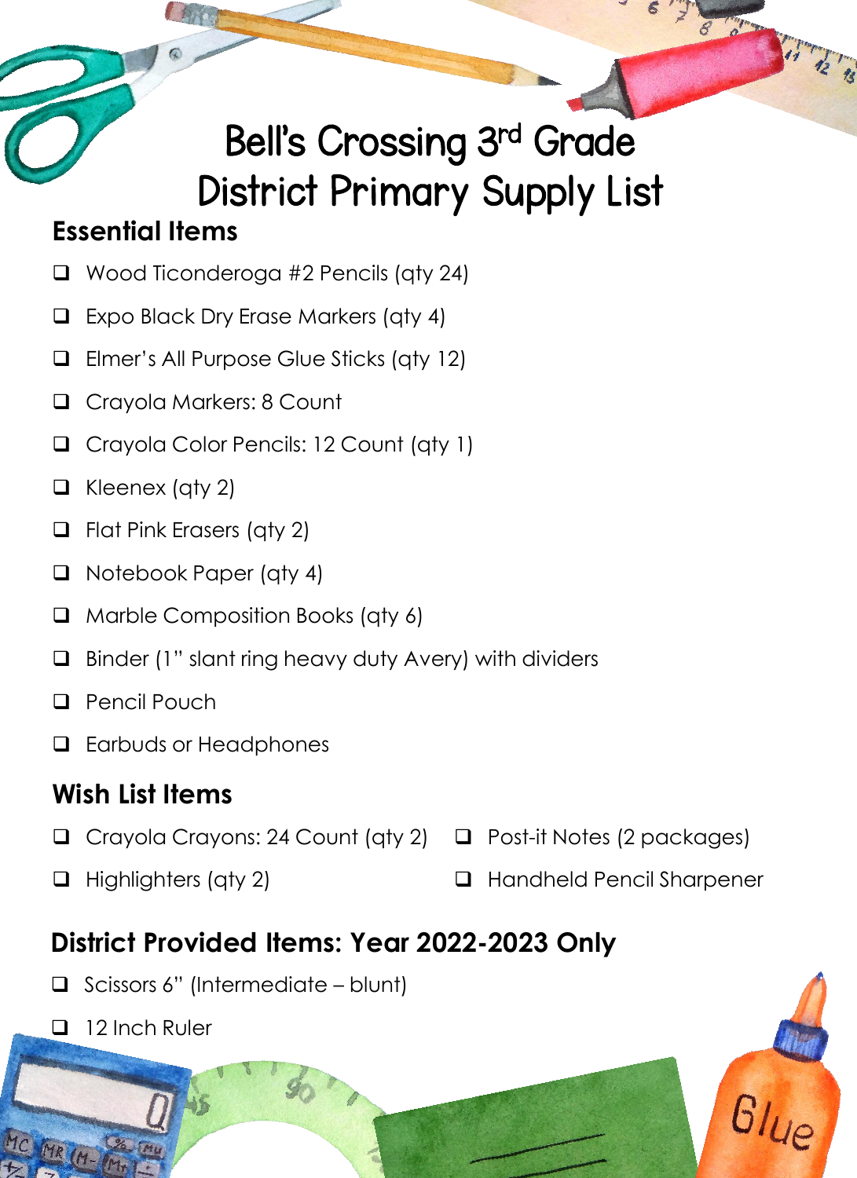# Bell's Crossing 3rd Grade District Primary Supply List

## Essential Items

- ❑ Wood Ticonderoga #2 Pencils (qty 24)
- ❑ Expo Black Dry Erase Markers (qty 4)
- ❑ Elmer's All Purpose Glue Sticks (qty 12)
- ❑ Crayola Markers: 8 Count
- ❑ Crayola Color Pencils: 12 Count (qty 1)
- ❑ Kleenex (qty 2)
- ❑ Flat Pink Erasers (qty 2)
- ❑ Notebook Paper (qty 4)
- ❑ Marble Composition Books (qty 6)
- ❑ Binder (1" slant ring heavy duty Avery) with dividers
- ❑ Pencil Pouch
- ❑ Earbuds or Headphones

## Wish List Items

- ❑ Crayola Crayons: 24 Count (qty 2)
- ❑ Highlighters (qty 2)
- ❑ Post-it Notes (2 packages)
- ❑ Handheld Pencil Sharpener

## District Provided Items: Year 2022-2023 Only

- ❑ Scissors 6" (Intermediate – blunt)
- ❑ 12 Inch Ruler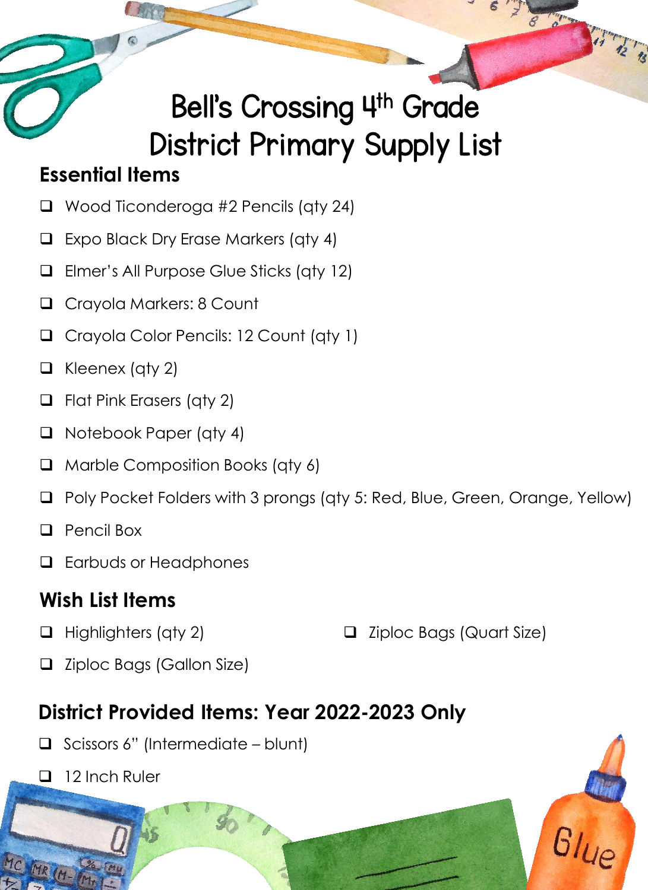# Bell's Crossing 4th Grade District Primary Supply List

## Essential Items

- ❑ Wood Ticonderoga #2 Pencils (qty 24)
- ❑ Expo Black Dry Erase Markers (qty 4)
- ❑ Elmer's All Purpose Glue Sticks (qty 12)
- ❑ Crayola Markers: 8 Count
- ❑ Crayola Color Pencils: 12 Count (qty 1)
- ❑ Kleenex (qty 2)
- ❑ Flat Pink Erasers (qty 2)
- ❑ Notebook Paper (qty 4)
- ❑ Marble Composition Books (qty 6)
- ❑ Poly Pocket Folders with 3 prongs (qty 5: Red, Blue, Green, Orange, Yellow)
- ❑ Pencil Box
- ❑ Earbuds or Headphones

## Wish List Items

- ❑ Highlighters (qty 2)
- ❑ Ziploc Bags (Quart Size)
- ❑ Ziploc Bags (Gallon Size)

## District Provided Items: Year 2022-2023 Only

- ❑ Scissors 6" (Intermediate – blunt)
- ❑ 12 Inch Ruler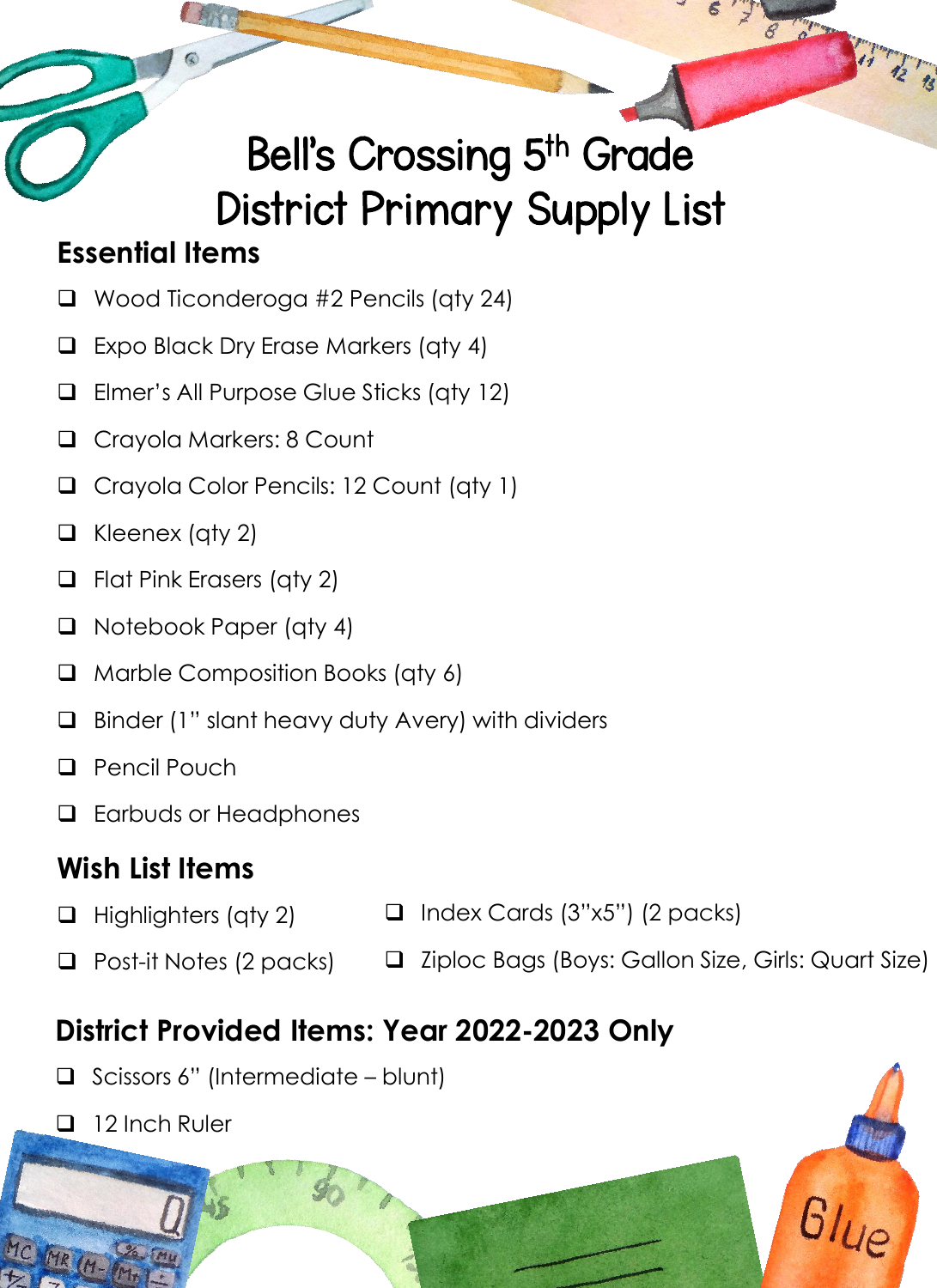# Bell's Crossing 5th Grade District Primary Supply List

## Essential Items

- ❑ Wood Ticonderoga #2 Pencils (qty 24)
- ❑ Expo Black Dry Erase Markers (qty 4)
- ❑ Elmer's All Purpose Glue Sticks (qty 12)
- ❑ Crayola Markers: 8 Count
- ❑ Crayola Color Pencils: 12 Count (qty 1)
- ❑ Kleenex (qty 2)
- ❑ Flat Pink Erasers (qty 2)
- ❑ Notebook Paper (qty 4)
- ❑ Marble Composition Books (qty 6)
- ❑ Binder (1" slant heavy duty Avery) with dividers
- ❑ Pencil Pouch
- ❑ Earbuds or Headphones

## Wish List Items

- ❑ Highlighters (qty 2)
- ❑ Post-it Notes (2 packs)
- ❑ Index Cards (3"x5") (2 packs)
- ❑ Ziploc Bags (Boys: Gallon Size, Girls: Quart Size)

## District Provided Items: Year 2022-2023 Only

- ❑ Scissors 6" (Intermediate – blunt)
- ❑ 12 Inch Ruler